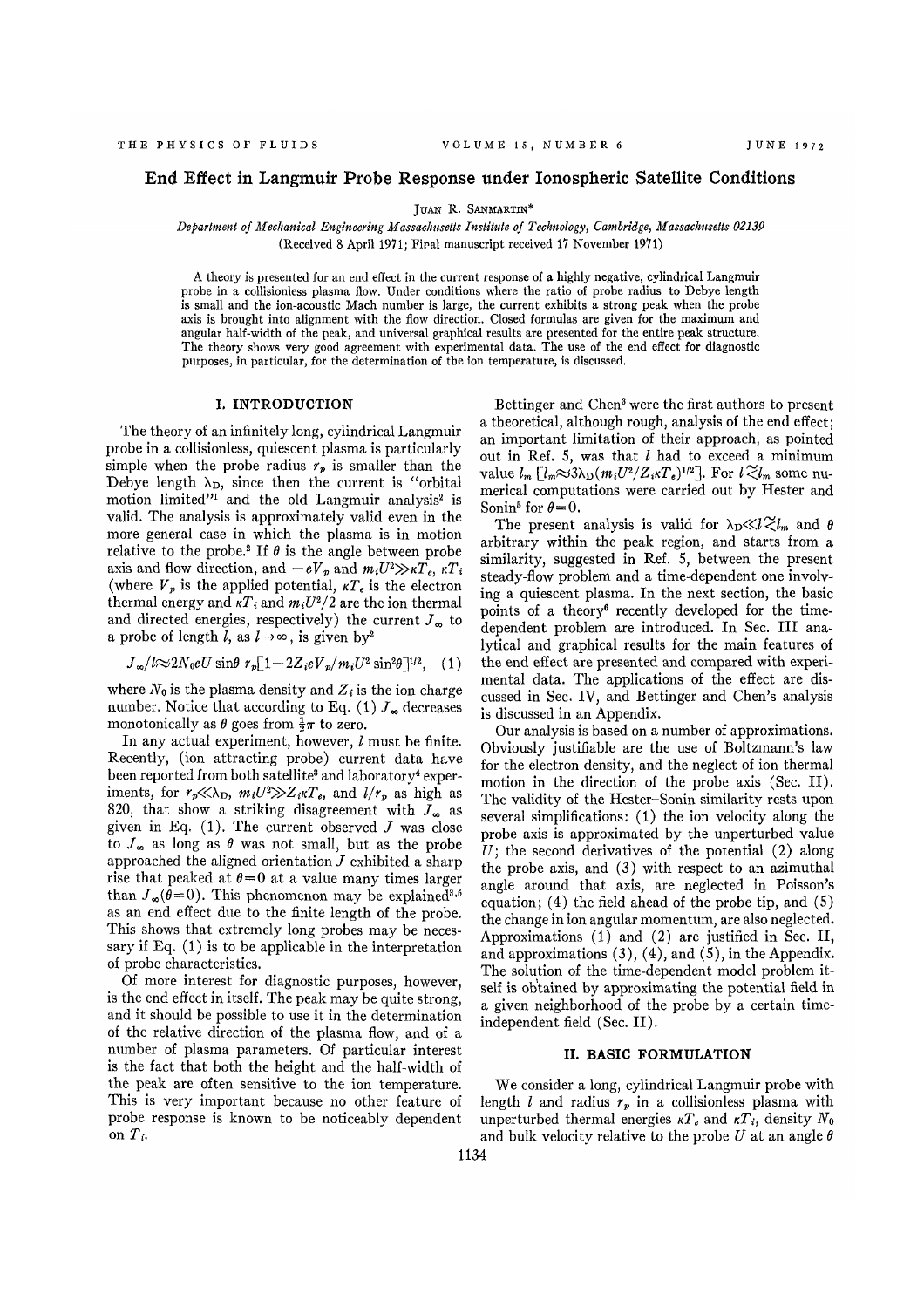# End Effect in Langmuir Probe Response under Ionospheric Satellite Conditions

JUAN R. SANMARTIN*

*Department of Mechanical Engineering Massachusetts Institute of Technology, Cambridge, Massachusetts 02139*
(Received 8 April 1971; Final manuscript received 17 November 1971)

A theory is presented for an end effect in the current response of a highly negative, cylindrical Langmuir probe in a collisionless plasma flow. Under conditions where the ratio of probe radius to Debye length is small and the ion-acoustic Mach number is large, the current exhibits a strong peak when the probe axis is brought into alignment with the flow direction. Closed formulas are given for the maximum and angular half-width of the peak, and universal graphical results are presented for the entire peak structure. The theory shows very good agreement with experimental data. The use of the end effect for diagnostic purposes, in particular, for the determination of the ion temperature, is discussed.

## I. INTRODUCTION

The theory of an infinitely long, cylindrical Langmuir probe in a collisionless, quiescent plasma is particularly simple when the probe radius $r_p$ is smaller than the Debye length $\lambda_D$, since then the current is "orbital motion limited"[1] and the old Langmuir analysis[2] is valid. The analysis is approximately valid even in the more general case in which the plasma is in motion relative to the probe.[2] If $\theta$ is the angle between probe axis and flow direction, and $-eV_p$ and $m_iU^2 \gg \kappa T_e, \kappa T_i$ (where $V_p$ is the applied potential, $\kappa T_e$ is the electron thermal energy and $\kappa T_i$ and $m_iU^2/2$ are the ion thermal and directed energies, respectively) the current $J_\infty$ to a probe of length $l$, as $l \rightarrow \infty$, is given by[2]

$$J_\infty/l \approx 2N_0 eU \sin\theta \, r_p[1 - 2Z_i eV_p/m_iU^2 \sin^2\theta]^{1/2}, \quad (1)$$

where $N_0$ is the plasma density and $Z_i$ is the ion charge number. Notice that according to Eq. (1) $J_\infty$ decreases monotonically as $\theta$ goes from $\frac{1}{2}\pi$ to zero.

In any actual experiment, however, $l$ must be finite. Recently, (ion attracting probe) current data have been reported from both satellite[3] and laboratory[4] experiments, for $r_p \ll \lambda_D$, $m_iU^2 \gg Z_i\kappa T_e$, and $l/r_p$ as high as 820, that show a striking disagreement with $J_\infty$ as given in Eq. (1). The current observed $J$ was close to $J_\infty$ as long as $\theta$ was not small, but as the probe approached the aligned orientation $J$ exhibited a sharp rise that peaked at $\theta = 0$ at a value many times larger than $J_\infty(\theta = 0)$. This phenomenon may be explained[3,5] as an end effect due to the finite length of the probe. This shows that extremely long probes may be necessary if Eq. (1) is to be applicable in the interpretation of probe characteristics.

Of more interest for diagnostic purposes, however, is the end effect in itself. The peak may be quite strong, and it should be possible to use it in the determination of the relative direction of the plasma flow, and of a number of plasma parameters. Of particular interest is the fact that both the height and the half-width of the peak are often sensitive to the ion temperature. This is very important because no other feature of probe response is known to be noticeably dependent on $T_i$.

Bettinger and Chen[3] were the first authors to present a theoretical, although rough, analysis of the end effect; an important limitation of their approach, as pointed out in Ref. 5, was that $l$ had to exceed a minimum value $l_m$ $[l_m \approx 3\lambda_D(m_iU^2/Z_i\kappa T_e)^{1/2}]$. For $l \lesssim l_m$ some numerical computations were carried out by Hester and Sonin[5] for $\theta = 0$.

The present analysis is valid for $\lambda_D \ll l \lesssim l_m$ and $\theta$ arbitrary within the peak region, and starts from a similarity, suggested in Ref. 5, between the present steady-flow problem and a time-dependent one involving a quiescent plasma. In the next section, the basic points of a theory[6] recently developed for the time-dependent problem are introduced. In Sec. III analytical and graphical results for the main features of the end effect are presented and compared with experimental data. The applications of the effect are discussed in Sec. IV, and Bettinger and Chen's analysis is discussed in an Appendix.

Our analysis is based on a number of approximations. Obviously justifiable are the use of Boltzmann's law for the electron density, and the neglect of ion thermal motion in the direction of the probe axis (Sec. II). The validity of the Hester–Sonin similarity rests upon several simplifications: (1) the ion velocity along the probe axis is approximated by the unperturbed value $U$; the second derivatives of the potential (2) along the probe axis, and (3) with respect to an azimuthal angle around that axis, are neglected in Poisson's equation; (4) the field ahead of the probe tip, and (5) the change in ion angular momentum, are also neglected. Approximations (1) and (2) are justified in Sec. II, and approximations (3), (4), and (5), in the Appendix. The solution of the time-dependent model problem itself is obtained by approximating the potential field in a given neighborhood of the probe by a certain time-independent field (Sec. II).

## II. BASIC FORMULATION

We consider a long, cylindrical Langmuir probe with length $l$ and radius $r_p$ in a collisionless plasma with unperturbed thermal energies $\kappa T_e$ and $\kappa T_i$, density $N_0$ and bulk velocity relative to the probe $U$ at an angle $\theta$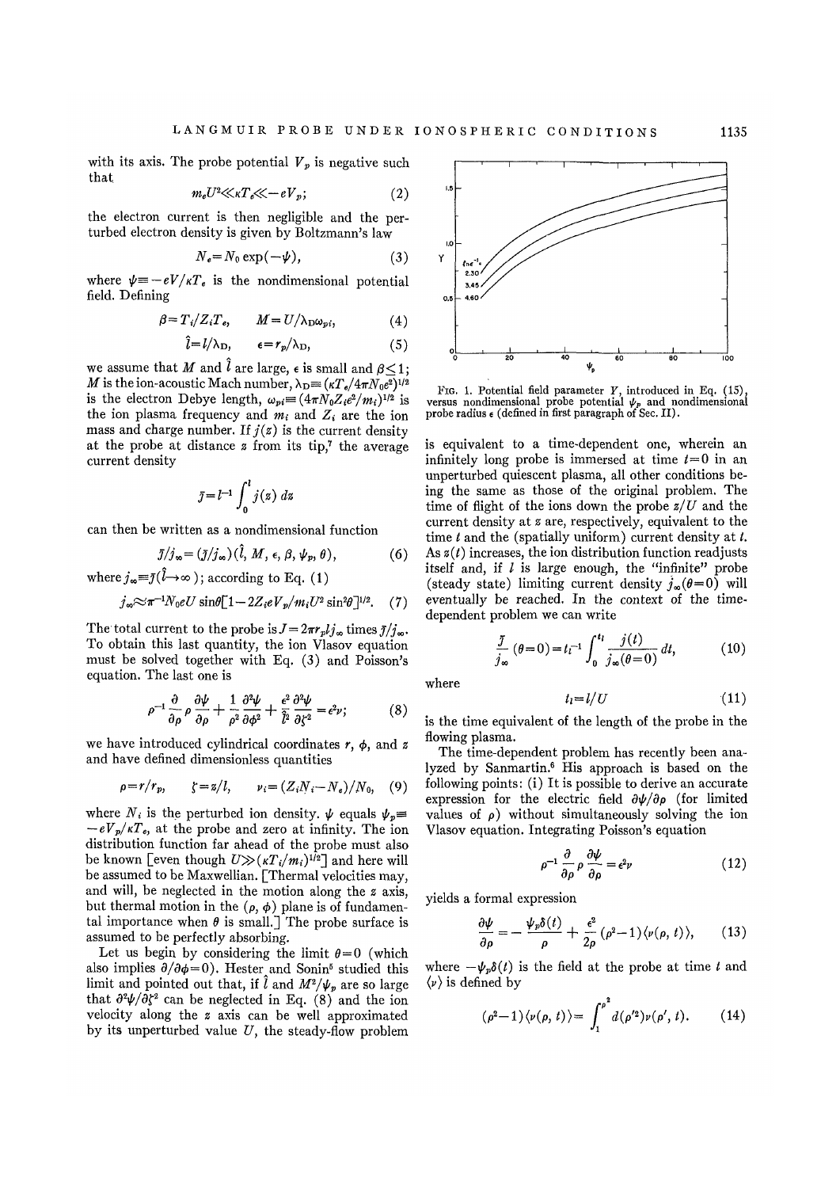with its axis. The probe potential $V_p$ is negative such that

$$m_e U^2 \ll \kappa T_e \ll -eV_p; \tag{2}$$

the electron current is then negligible and the perturbed electron density is given by Boltzmann's law

$$N_e = N_0 \exp(-\psi), \tag{3}$$

where $\psi \equiv -eV/\kappa T_e$ is the nondimensional potential field. Defining

$$\beta = T_i/Z_i T_e, \qquad M = U/\lambda_D \omega_{pi}, \tag{4}$$

$$\hat{l} = l/\lambda_D, \qquad \epsilon = r_p/\lambda_D, \tag{5}$$

we assume that $M$ and $\hat{l}$ are large, $\epsilon$ is small and $\beta \leq 1$; $M$ is the ion-acoustic Mach number, $\lambda_D \equiv (\kappa T_e/4\pi N_0 e^2)^{1/2}$ is the electron Debye length, $\omega_{pi} \equiv (4\pi N_0 Z_i e^2/m_i)^{1/2}$ is the ion plasma frequency and $m_i$ and $Z_i$ are the ion mass and charge number. If $j(z)$ is the current density at the probe at distance $z$ from its tip,[7] the average current density

$$\bar{j} = l^{-1} \int_0^l j(z)\, dz$$

can then be written as a nondimensional function

$$\bar{j}/j_\infty = (\bar{j}/j_\infty)(\hat{l}, M, \epsilon, \beta, \psi_p, \theta), \tag{6}$$

where $j_\infty \equiv \bar{j}(\hat{l} \rightarrow \infty)$; according to Eq. (1)

$$j_\infty \approx \pi^{-1} N_0 e U \sin\theta [1 - 2Z_i e V_p / m_i U^2 \sin^2\theta]^{1/2}. \tag{7}$$

The total current to the probe is $J = 2\pi r_p l j_\infty$ times $\bar{j}/j_\infty$. To obtain this last quantity, the ion Vlasov equation must be solved together with Eq. (3) and Poisson's equation. The last one is

$$\rho^{-1} \frac{\partial}{\partial \rho} \rho \frac{\partial \psi}{\partial \rho} + \frac{1}{\rho^2} \frac{\partial^2 \psi}{\partial \phi^2} + \frac{\epsilon^2}{\hat{l}^2} \frac{\partial^2 \psi}{\partial \zeta^2} = \epsilon^2 \nu; \tag{8}$$

we have introduced cylindrical coordinates $r$, $\phi$, and $z$ and have defined dimensionless quantities

$$\rho = r/r_p, \qquad \zeta = z/l, \qquad \nu_i = (Z_i N_i - N_e)/N_0, \tag{9}$$

where $N_i$ is the perturbed ion density. $\psi$ equals $\psi_p \equiv -eV_p/\kappa T_e$, at the probe and zero at infinity. The ion distribution function far ahead of the probe must also be known [even though $U \gg (\kappa T_i/m_i)^{1/2}$] and here will be assumed to be Maxwellian. [Thermal velocities may, and will, be neglected in the motion along the $z$ axis, but thermal motion in the $(\rho, \phi)$ plane is of fundamental importance when $\theta$ is small.] The probe surface is assumed to be perfectly absorbing.

Let us begin by considering the limit $\theta = 0$ (which also implies $\partial/\partial\phi = 0$). Hester and Sonin[5] studied this limit and pointed out that, if $\hat{l}$ and $M^2/\psi_p$ are so large that $\partial^2\psi/\partial\zeta^2$ can be neglected in Eq. (8) and the ion velocity along the $z$ axis can be well approximated by its unperturbed value $U$, the steady-flow problem is equivalent to a time-dependent one, wherein an infinitely long probe is immersed at time $t=0$ in an unperturbed quiescent plasma, all other conditions being the same as those of the original problem. The time of flight of the ions down the probe $z/U$ and the current density at $z$ are, respectively, equivalent to the time $t$ and the (spatially uniform) current density at $t$. As $z(t)$ increases, the ion distribution function readjusts itself and, if $l$ is large enough, the "infinite" probe (steady state) limiting current density $j_\infty(\theta=0)$ will eventually be reached. In the context of the time-dependent problem we can write

$$\frac{\bar{j}}{j_\infty}(\theta=0) = t_l^{-1} \int_0^{t_l} \frac{j(t)}{j_\infty(\theta=0)}\, dt, \tag{10}$$

where

$$t_l = l/U \tag{11}$$

is the time equivalent of the length of the probe in the flowing plasma.

The time-dependent problem has recently been analyzed by Sanmartin.[6] His approach is based on the following points: (i) It is possible to derive an accurate expression for the electric field $\partial\psi/\partial\rho$ (for limited values of $\rho$) without simultaneously solving the ion Vlasov equation. Integrating Poisson's equation

$$\rho^{-1} \frac{\partial}{\partial \rho} \rho \frac{\partial \psi}{\partial \rho} = \epsilon^2 \nu \tag{12}$$

yields a formal expression

$$\frac{\partial \psi}{\partial \rho} = -\frac{\psi_p \delta(t)}{\rho} + \frac{\epsilon^2}{2\rho}(\rho^2 - 1)\langle \nu(\rho, t) \rangle, \tag{13}$$

where $-\psi_p\delta(t)$ is the field at the probe at time $t$ and $\langle \nu \rangle$ is defined by

$$(\rho^2 - 1)\langle \nu(\rho, t) \rangle = \int_1^{\rho^2} d(\rho'^2)\nu(\rho', t). \tag{14}$$

FIG. 1. Potential field parameter $Y$, introduced in Eq. (15), versus nondimensional probe potential $\psi_p$ and nondimensional probe radius $\epsilon$ (defined in first paragraph of Sec. II).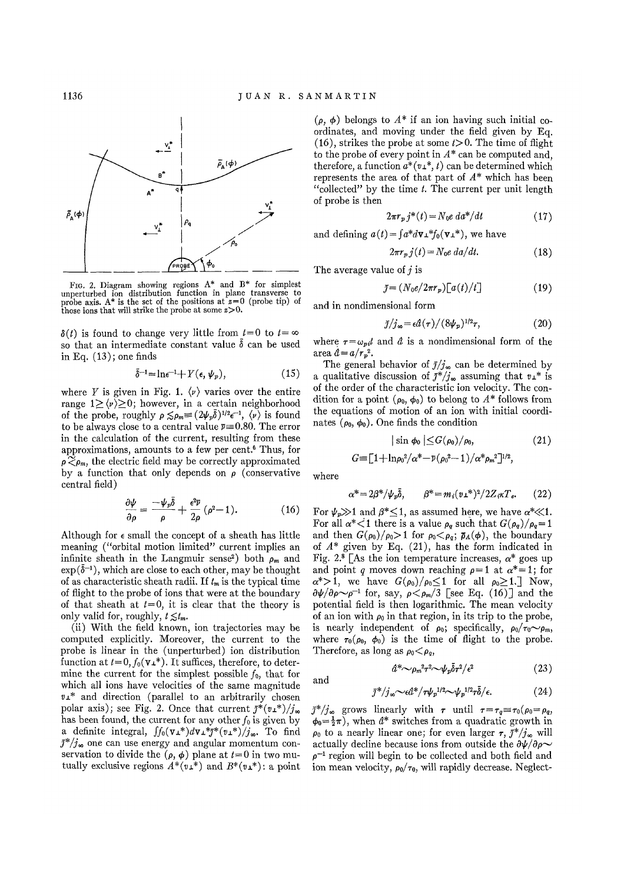FIG. 2. Diagram showing regions A* and B* for simplest unperturbed ion distribution function in plane transverse to probe axis. A* is the set of the positions at $z=0$ (probe tip) of those ions that will strike the probe at some $z>0$.

$\delta(t)$ is found to change very little from $t=0$ to $t=\infty$ so that an intermediate constant value $\bar{\delta}$ can be used in Eq. (13); one finds

$$\bar{\delta}^{-1}=\ln\epsilon^{-1}+Y(\epsilon,\psi_p), \tag{15}$$

where $Y$ is given in Fig. 1. $\langle\nu\rangle$ varies over the entire range $1\geq\langle\nu\rangle\geq 0$; however, in a certain neighborhood of the probe, roughly $\rho\lesssim\rho_m\equiv(2\psi_p\bar{\delta})^{1/2}\epsilon^{-1}$, $\langle\nu\rangle$ is found to be always close to a central value $\bar{\nu}\cong 0.80$. The error in the calculation of the current, resulting from these approximations, amounts to a few per cent.[6] Thus, for $\rho\lesssim\rho_m$, the electric field may be correctly approximated by a function that only depends on $\rho$ (conservative central field)

$$\frac{\partial\psi}{\partial\rho}=\frac{-\psi_p\bar{\delta}}{\rho}+\frac{\epsilon^2\bar{\nu}}{2\rho}(\rho^2-1). \tag{16}$$

Although for $\epsilon$ small the concept of a sheath has little meaning ("orbital motion limited" current implies an infinite sheath in the Langmuir sense[2]) both $\rho_m$ and $\exp(\bar{\delta}^{-1})$, which are close to each other, may be thought of as characteristic sheath radii. If $t_m$ is the typical time of flight to the probe of ions that were at the boundary of that sheath at $t=0$, it is clear that the theory is only valid for, roughly, $t\lesssim t_m$.

(ii) With the field known, ion trajectories may be computed explicitly. Moreover, the current to the probe is linear in the (unperturbed) ion distribution function at $t=0$, $f_0(\mathbf{v}_\perp)$. It suffices, therefore, to determine the current for the simplest possible $f_0$, that for which all ions have velocities of the same magnitude $v_\perp^*$ and direction (parallel to an arbitrarily chosen polar axis); see Fig. 2. Once that current $\bar{j}^*(v_\perp^*)/j_\infty$ has been found, the current for any other $f_0$ is given by a definite integral, $\int f_0(\mathbf{v}_\perp^*)d\mathbf{v}_\perp^*\bar{j}^*(v_\perp^*)/j_\infty$. To find $\bar{j}^*/j_\infty$ one can use energy and angular momentum conservation to divide the $(\rho,\phi)$ plane at $t=0$ in two mutually exclusive regions $A^*(v_\perp^*)$ and $B^*(v_\perp^*)$: a point $(\rho,\phi)$ belongs to $A^*$ if an ion having such initial coordinates, and moving under the field given by Eq. (16), strikes the probe at some $t>0$. The time of flight to the probe of every point in $A^*$ can be computed and, therefore, a function $a^*(v_\perp^*,t)$ can be determined which represents the area of that part of $A^*$ which has been "collected" by the time $t$. The current per unit length of probe is then

$$2\pi r_p j^*(t)=N_0 e\, da^*/dt \tag{17}$$

and defining $a(t)=\int a^* d\mathbf{v}_\perp^* f_0(\mathbf{v}_\perp^*)$, we have

$$2\pi r_p j(t)=N_0 e\, da/dt. \tag{18}$$

The average value of $j$ is

$$\bar{j}=(N_0e/2\pi r_p)[a(t)/t] \tag{19}$$

and in nondimensional form

$$\bar{j}/j_\infty=\epsilon\hat{a}(\tau)/(8\psi_p)^{1/2}\tau, \tag{20}$$

where $\tau=\omega_{pi}t$ and $\hat{a}$ is a nondimensional form of the area $\hat{a}=a/r_p^2$.

The general behavior of $\bar{j}/j_\infty$ can be determined by a qualitative discussion of $\bar{j}^*/j_\infty$ assuming that $v_\perp^*$ is of the order of the characteristic ion velocity. The condition for a point $(\rho_0,\phi_0)$ to belong to $A^*$ follows from the equations of motion of an ion with initial coordinates $(\rho_0,\phi_0)$. One finds the condition

$$|\sin\phi_0|\leq G(\rho_0)/\rho_0, \tag{21}$$

$$G\equiv[1+\ln\rho_0^2/\alpha^*-\bar{\nu}(\rho_0^2-1)/\alpha^*\rho_m^2]^{1/2},$$

where

$$\alpha^*=2\beta^*/\psi_p\bar{\delta},\qquad \beta^*=m_i(v_\perp^*)^2/2Z_i\kappa T_e. \tag{22}$$

For $\psi_p\gg 1$ and $\beta^*\leq 1$, as assumed here, we have $\alpha^*\ll 1$. For all $\alpha^*<1$ there is a value $\rho_q$ such that $G(\rho_q)/\rho_q=1$ and then $G(\rho_0)/\rho_0>1$ for $\rho_0<\rho_q$; $\bar{\rho}_A(\phi)$, the boundary of $A^*$ given by Eq. (21), has the form indicated in Fig. 2.[8] [As the ion temperature increases, $\alpha^*$ goes up and point $q$ moves down reaching $\rho=1$ at $\alpha^*=1$; for $\alpha^*>1$, we have $G(\rho_0)/\rho_0\leq 1$ for all $\rho_0\geq 1$.] Now, $\partial\psi/\partial\rho\sim\rho^{-1}$ for, say, $\rho<\rho_m/3$ [see Eq. (16)] and the potential field is then logarithmic. The mean velocity of an ion with $\rho_0$ in that region, in its trip to the probe, is nearly independent of $\rho_0$; specifically, $\rho_0/\tau_0\sim\rho_m$, where $\tau_0(\rho_0,\phi_0)$ is the time of flight to the probe. Therefore, as long as $\rho_0<\rho_q$,

$$\hat{a}^*\sim\rho_m^2\tau^2\sim\psi_p\bar{\delta}\tau^2/\epsilon^2 \tag{23}$$

and

$$\bar{j}^*/j_\infty\sim\epsilon\hat{a}^*/\tau\psi_p^{1/2}\sim\psi_p^{1/2}\tau\bar{\delta}/\epsilon. \tag{24}$$

$\bar{j}^*/j_\infty$ grows linearly with $\tau$ until $\tau=\tau_q\equiv\tau_0(\rho_0=\rho_q,\phi_0=\frac{1}{2}\pi)$, when $\hat{a}^*$ switches from a quadratic growth in $\rho_0$ to a nearly linear one; for even larger $\tau$, $\bar{j}^*/j_\infty$ will actually decline because ions from outside the $\partial\psi/\partial\rho\sim\rho^{-1}$ region will begin to be collected and both field and ion mean velocity, $\rho_0/\tau_0$, will rapidly decrease. Neglect-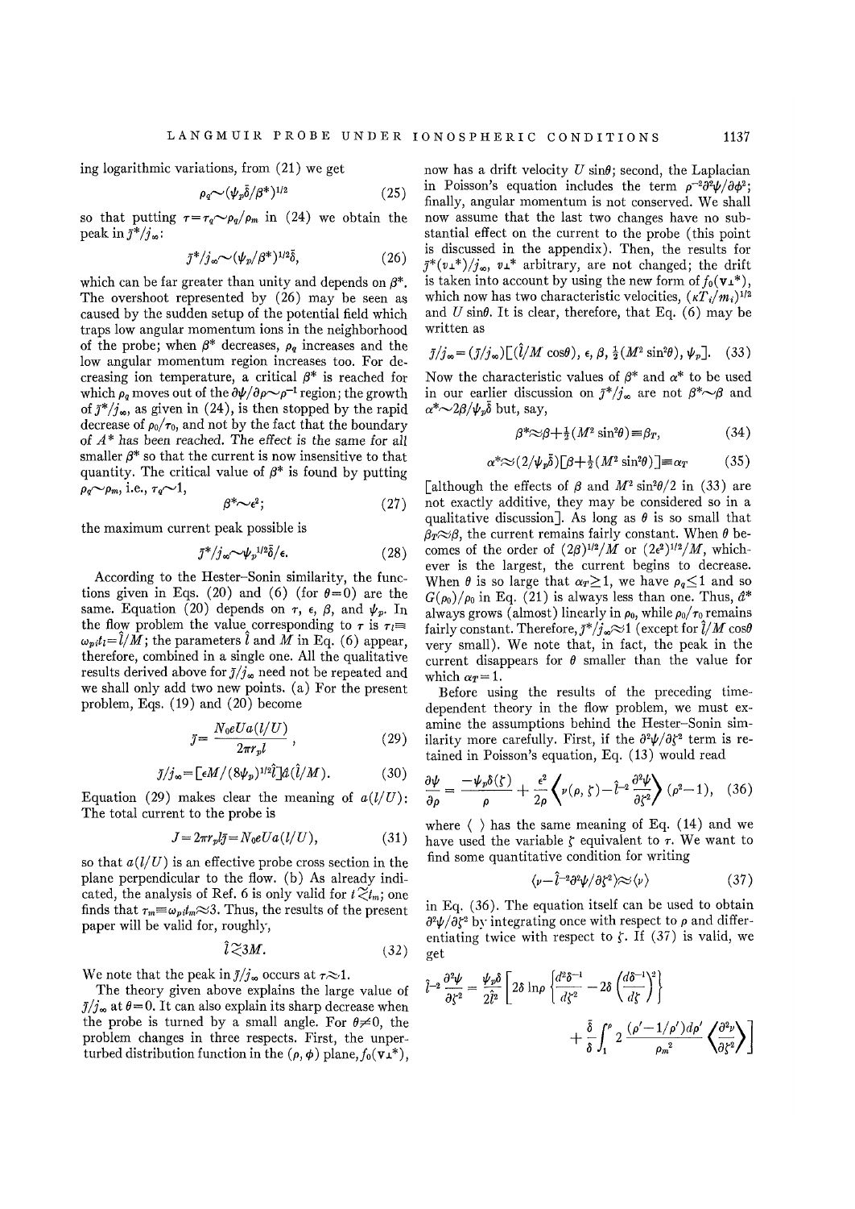ing logarithmic variations, from (21) we get

$$\rho_q \sim (\psi_p \bar{\delta}/\beta^*)^{1/2} \tag{25}$$

so that putting $\tau = \tau_q \sim \rho_q/\rho_m$ in (24) we obtain the peak in $\bar{J}^*/j_\infty$:

$$\bar{J}^*/j_\infty \sim (\psi_p/\beta^*)^{1/2}\bar{\delta}, \tag{26}$$

which can be far greater than unity and depends on $\beta^*$. The overshoot represented by (26) may be seen as caused by the sudden setup of the potential field which traps low angular momentum ions in the neighborhood of the probe; when $\beta^*$ decreases, $\rho_q$ increases and the low angular momentum region increases too. For decreasing ion temperature, a critical $\beta^*$ is reached for which $\rho_q$ moves out of the $\partial\psi/\partial\rho \sim \rho^{-1}$ region; the growth of $\bar{J}^*/j_\infty$, as given in (24), is then stopped by the rapid decrease of $\rho_0/\tau_0$, and not by the fact that the boundary of $A^*$ has been reached. The effect is the same for all smaller $\beta^*$ so that the current is now insensitive to that quantity. The critical value of $\beta^*$ is found by putting $\rho_q \sim \rho_m$, i.e., $\tau_q \sim 1$,

$$\beta^* \sim \epsilon^2; \tag{27}$$

the maximum current peak possible is

$$\bar{J}^*/j_\infty \sim \psi_p^{1/2}\bar{\delta}/\epsilon. \tag{28}$$

According to the Hester–Sonin similarity, the functions given in Eqs. (20) and (6) (for $\theta = 0$) are the same. Equation (20) depends on $\tau$, $\epsilon$, $\beta$, and $\psi_p$. In the flow problem the value corresponding to $\tau$ is $\tau_l \equiv \omega_{pi} t_l = \hat{l}/M$; the parameters $\hat{l}$ and $M$ in Eq. (6) appear, therefore, combined in a single one. All the qualitative results derived above for $\bar{J}/j_\infty$ need not be repeated and we shall only add two new points. (a) For the present problem, Eqs. (19) and (20) become

$$\bar{J} = \frac{N_0 e U a(l/U)}{2\pi r_p l}, \tag{29}$$

$$\bar{J}/j_\infty = [\epsilon M/(8\psi_p)^{1/2}\hat{l}]\hat{a}(\hat{l}/M). \tag{30}$$

Equation (29) makes clear the meaning of $a(l/U)$: The total current to the probe is

$$J = 2\pi r_p l \bar{J} = N_0 e U a(l/U), \tag{31}$$

so that $a(l/U)$ is an effective probe cross section in the plane perpendicular to the flow. (b) As already indicated, the analysis of Ref. 6 is only valid for $t \lesssim l_m$; one finds that $\tau_m \equiv \omega_{pi} t_m \approx 3$. Thus, the results of the present paper will be valid for, roughly,

$$\hat{l} \lesssim 3M. \tag{32}$$

We note that the peak in $\bar{J}/j_\infty$ occurs at $\tau \gtrsim 1$.

The theory given above explains the large value of $\bar{J}/j_\infty$ at $\theta = 0$. It can also explain its sharp decrease when the probe is turned by a small angle. For $\theta \neq 0$, the problem changes in three respects. First, the unperturbed distribution function in the $(\rho, \phi)$ plane, $f_0(\mathbf{v}_\perp^*)$, now has a drift velocity $U \sin\theta$; second, the Laplacian in Poisson's equation includes the term $\rho^{-2}\partial^2\psi/\partial\phi^2$; finally, angular momentum is not conserved. We shall now assume that the last two changes have no substantial effect on the current to the probe (this point is discussed in the appendix). Then, the results for $\bar{J}^*(v_\perp^*)/j_\infty$, $v_\perp^*$ arbitrary, are not changed; the drift is taken into account by using the new form of $f_0(\mathbf{v}_\perp^*)$, which now has two characteristic velocities, $(\kappa T_i/m_i)^{1/2}$ and $U \sin\theta$. It is clear, therefore, that Eq. (6) may be written as

$$\bar{J}/j_\infty = (\bar{J}/j_\infty)[(\hat{l}/M \cos\theta), \epsilon, \beta, \tfrac{1}{2}(M^2 \sin^2\theta), \psi_p]. \tag{33}$$

Now the characteristic values of $\beta^*$ and $\alpha^*$ to be used in our earlier discussion on $\bar{J}^*/j_\infty$ are not $\beta^* \sim \beta$ and $\alpha^* \sim 2\beta/\psi_p\bar{\delta}$ but, say,

$$\beta^* \approx \beta + \tfrac{1}{2}(M^2 \sin^2\theta) \equiv \beta_T, \tag{34}$$

$$\alpha^* \approx (2/\psi_p\bar{\delta})[\beta + \tfrac{1}{2}(M^2 \sin^2\theta)] \equiv \alpha_T \tag{35}$$

[although the effects of $\beta$ and $M^2 \sin^2\theta/2$ in (33) are not exactly additive, they may be considered so in a qualitative discussion]. As long as $\theta$ is so small that $\beta_T \approx \beta$, the current remains fairly constant. When $\theta$ becomes of the order of $(2\beta)^{1/2}/M$ or $(2\epsilon^2)^{1/2}/M$, whichever is the largest, the current begins to decrease. When $\theta$ is so large that $\alpha_T \gtrsim 1$, we have $\rho_q \lesssim 1$ and so $G(\rho_0)/\rho_0$ in Eq. (21) is always less than one. Thus, $\hat{a}^*$ always grows (almost) linearly in $\rho_0$, while $\rho_0/\tau_0$ remains fairly constant. Therefore, $\bar{J}^*/j_\infty \approx 1$ (except for $\hat{l}/M \cos\theta$ very small). We note that, in fact, the peak in the current disappears for $\theta$ smaller than the value for which $\alpha_T = 1$.

Before using the results of the preceding time-dependent theory in the flow problem, we must examine the assumptions behind the Hester–Sonin similarity more carefully. First, if the $\partial^2\psi/\partial\zeta^2$ term is retained in Poisson's equation, Eq. (13) would read

$$\frac{\partial\psi}{\partial\rho} = \frac{-\psi_p\delta(\zeta)}{\rho} + \frac{\epsilon^2}{2\rho}\left\langle \nu(\rho, \zeta) - \hat{l}^{-2}\frac{\partial^2\psi}{\partial\zeta^2}\right\rangle(\rho^2 - 1), \tag{36}$$

where $\langle\ \rangle$ has the same meaning of Eq. (14) and we have used the variable $\zeta$ equivalent to $\tau$. We want to find some quantitative condition for writing

$$\langle \nu - \hat{l}^{-2}\partial^2\psi/\partial\zeta^2\rangle \approx \langle\nu\rangle \tag{37}$$

in Eq. (36). The equation itself can be used to obtain $\partial^2\psi/\partial\zeta^2$ by integrating once with respect to $\rho$ and differentiating twice with respect to $\zeta$. If (37) is valid, we get

$$\hat{l}^{-2}\frac{\partial^2\psi}{\partial\zeta^2} = \frac{\psi_p\delta}{2\hat{l}^2}\left[2\delta \ln\rho \left\{\frac{d^2\delta^{-1}}{d\zeta^2} - 2\delta\left(\frac{d\delta^{-1}}{d\zeta}\right)^2\right\} + \frac{\bar{\delta}}{\delta}\int_1^\rho 2\,\frac{(\rho' - 1/\rho')d\rho'}{\rho_m^2}\left\langle\frac{\partial^2\nu}{\partial\zeta^2}\right\rangle\right]$$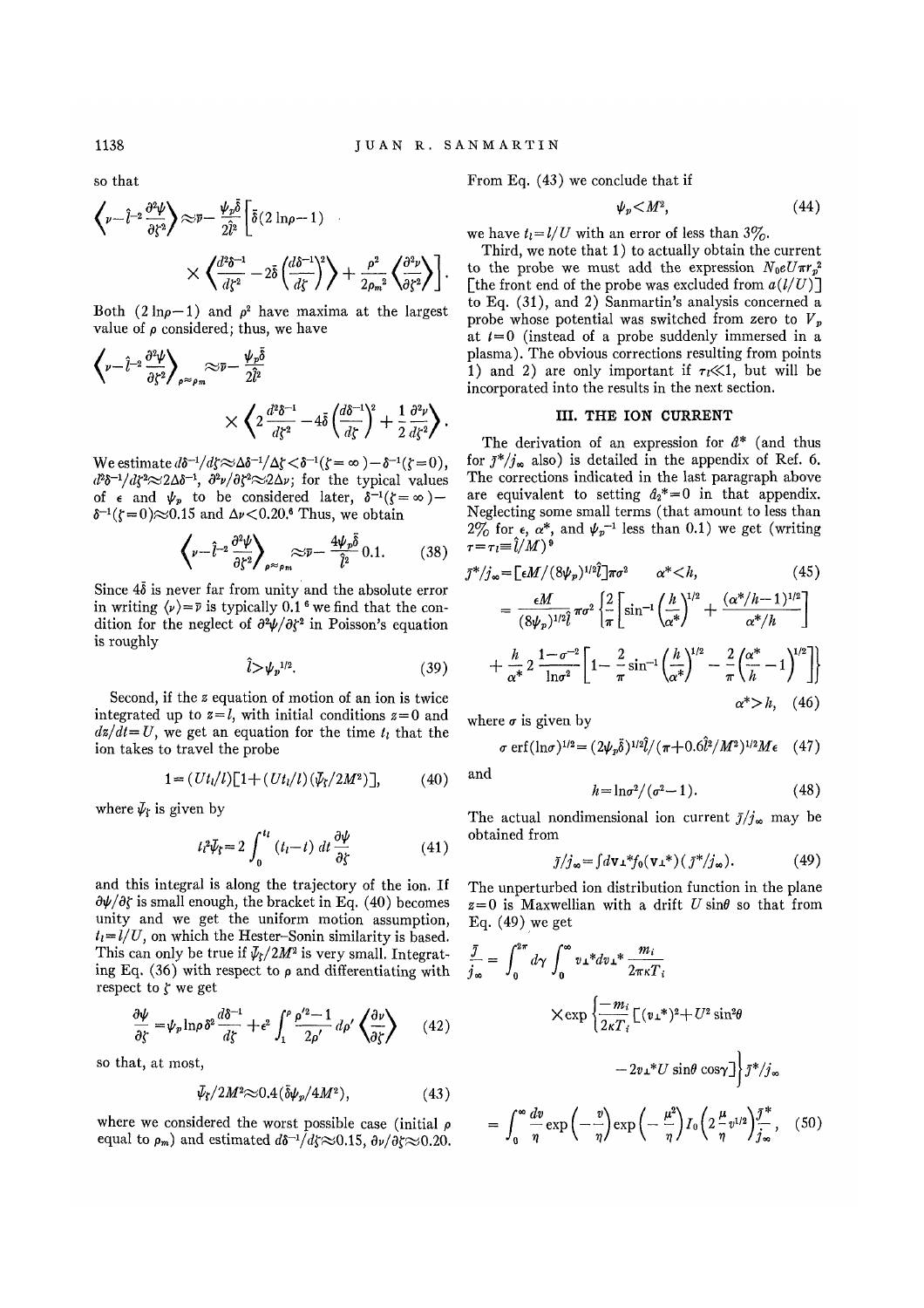so that

$$\left\langle \nu - \hat{l}^{-2}\frac{\partial^2\psi}{\partial\zeta^2}\right\rangle \approx \bar{\nu} - \frac{\psi_p\bar{\delta}}{2\hat{l}^2}\left[\bar{\delta}(2\ln\rho - 1)\right.$$

$$\left.\times\left\langle \frac{d^2\delta^{-1}}{d\zeta^2} - 2\bar{\delta}\left(\frac{d\delta^{-1}}{d\zeta}\right)^2\right\rangle + \frac{\rho^2}{2\rho_m{}^2}\left\langle\frac{\partial^2\nu}{\partial\zeta^2}\right\rangle\right].$$

Both $(2\ln\rho - 1)$ and $\rho^2$ have maxima at the largest value of $\rho$ considered; thus, we have

$$\left\langle \nu - \hat{l}^{-2}\frac{\partial^2\psi}{\partial\zeta^2}\right\rangle_{\rho\approx\rho_m} \approx \bar{\nu} - \frac{\psi_p\bar{\delta}}{2\hat{l}^2} \times\left\langle 2\frac{d^2\delta^{-1}}{d\zeta^2} - 4\bar{\delta}\left(\frac{d\delta^{-1}}{d\zeta}\right)^2 + \frac{1}{2}\frac{\partial^2\nu}{d\zeta^2}\right\rangle.$$

We estimate $d\delta^{-1}/d\zeta \approx \Delta\delta^{-1}/\Delta\zeta < \delta^{-1}(\zeta=\infty) - \delta^{-1}(\zeta=0)$, $d^2\delta^{-1}/d\zeta^2 \approx 2\Delta\delta^{-1}$, $\partial^2\nu/\partial\zeta^2 \approx 2\Delta\nu$; for the typical values of $\epsilon$ and $\psi_p$ to be considered later, $\delta^{-1}(\zeta=\infty) - \delta^{-1}(\zeta=0) \approx 0.15$ and $\Delta\nu < 0.20$.[6] Thus, we obtain

$$\left\langle \nu - \hat{l}^{-2}\frac{\partial^2\psi}{\partial\zeta^2}\right\rangle_{\rho\approx\rho_m} \approx \bar{\nu} - \frac{4\psi_p\bar{\delta}}{\hat{l}^2}0.1. \tag{38}$$

Since $4\bar{\delta}$ is never far from unity and the absolute error in writing $\langle\nu\rangle = \bar{\nu}$ is typically 0.1 [6] we find that the condition for the neglect of $\partial^2\psi/\partial\zeta^2$ in Poisson's equation is roughly

$$\hat{l} > \psi_p{}^{1/2}. \tag{39}$$

Second, if the $z$ equation of motion of an ion is twice integrated up to $z=l$, with initial conditions $z=0$ and $dz/dt=U$, we get an equation for the time $t_l$ that the ion takes to travel the probe

$$1 = (Ut_l/l)[1 + (Ut_l/l)(\bar{\psi}_\zeta/2M^2)], \tag{40}$$

where $\bar{\psi}_\zeta$ is given by

$$t_l{}^2\bar{\psi}_\zeta = 2\int_0^{t_l}(t_l - t)\,dt\,\frac{\partial\psi}{\partial\zeta} \tag{41}$$

and this integral is along the trajectory of the ion. If $\partial\psi/\partial\zeta$ is small enough, the bracket in Eq. (40) becomes unity and we get the uniform motion assumption, $t_l = l/U$, on which the Hester–Sonin similarity is based. This can only be true if $\bar{\psi}_\zeta/2M^2$ is very small. Integrating Eq. (36) with respect to $\rho$ and differentiating with respect to $\zeta$ we get

$$\frac{\partial\psi}{\partial\zeta} = \psi_p\ln\rho\,\delta^2\frac{d\delta^{-1}}{d\zeta} + \epsilon^2\int_1^\rho\frac{\rho'^2 - 1}{2\rho'}d\rho'\left\langle\frac{\partial\nu}{\partial\zeta}\right\rangle \tag{42}$$

so that, at most,

$$\bar{\psi}_\zeta/2M^2 \approx 0.4(\bar{\delta}\psi_p/4M^2), \tag{43}$$

where we considered the worst possible case (initial $\rho$ equal to $\rho_m$) and estimated $d\delta^{-1}/d\zeta \approx 0.15$, $\partial\nu/\partial\zeta \approx 0.20$. From Eq. (43) we conclude that if

$$\psi_p < M^2, \tag{44}$$

we have $t_l = l/U$ with an error of less than 3%.

Third, we note that 1) to actually obtain the current to the probe we must add the expression $N_0eU\pi r_p{}^2$ [the front end of the probe was excluded from $a(l/U)$] to Eq. (31), and 2) Sanmartín's analysis concerned a probe whose potential was switched from zero to $V_p$ at $t=0$ (instead of a probe suddenly immersed in a plasma). The obvious corrections resulting from points 1) and 2) are only important if $\tau_l \ll 1$, but will be incorporated into the results in the next section.

## III. THE ION CURRENT

The derivation of an expression for $\hat{a}^*$ (and thus for $\bar{j}^*/j_\infty$ also) is detailed in the appendix of Ref. 6. The corrections indicated in the last paragraph above are equivalent to setting $\hat{a}_2{}^* = 0$ in that appendix. Neglecting some small terms (that amount to less than 2% for $\epsilon$, $\alpha^*$, and $\psi_p{}^{-1}$ less than 0.1) we get (writing $\tau = \tau_l \equiv \hat{l}/M$)[9]

$$\bar{j}^*/j_\infty = [\epsilon M/(8\psi_p)^{1/2}\hat{l}]\pi\sigma^2 \qquad \alpha^* < h, \tag{45}$$

$$= \frac{\epsilon M}{(8\psi_p)^{1/2}\hat{l}}\pi\sigma^2\left\{\frac{2}{\pi}\left[\sin^{-1}\left(\frac{h}{\alpha^*}\right)^{1/2} + \frac{(\alpha^*/h - 1)^{1/2}}{\alpha^*/h}\right]\right.$$

$$\left.+\frac{h}{\alpha^*}2\frac{1-\sigma^{-2}}{\ln\sigma^2}\left[1 - \frac{2}{\pi}\sin^{-1}\left(\frac{h}{\alpha^*}\right)^{1/2} - \frac{2}{\pi}\left(\frac{\alpha^*}{h} - 1\right)^{1/2}\right]\right\}$$

$$\alpha^* > h, \tag{46}$$

where $\sigma$ is given by

$$\sigma\,\mathrm{erf}(\ln\sigma)^{1/2} = (2\psi_p\bar{\delta})^{1/2}\hat{l}/(\pi + 0.6\hat{l}^2/M^2)^{1/2}M\epsilon \tag{47}$$

and

$$h = \ln\sigma^2/(\sigma^2 - 1). \tag{48}$$

The actual nondimensional ion current $\bar{j}/j_\infty$ may be obtained from

$$\bar{j}/j_\infty = \int d\mathbf{v}_\perp{}^* f_0(\mathbf{v}_\perp{}^*)(\bar{j}^*/j_\infty). \tag{49}$$

The unperturbed ion distribution function in the plane $z=0$ is Maxwellian with a drift $U\sin\theta$ so that from Eq. (49) we get

$$\frac{\bar{j}}{j_\infty} = \int_0^{2\pi}d\gamma\int_0^\infty v_\perp{}^*dv_\perp{}^*\frac{m_i}{2\pi\kappa T_i}$$

$$\times\exp\left\{\frac{-m_i}{2\kappa T_i}[(v_\perp{}^*)^2 + U^2\sin^2\theta\right.$$

$$\left.-2v_\perp{}^*U\sin\theta\cos\gamma]\right\}\bar{j}^*/j_\infty$$

$$= \int_0^\infty\frac{dv}{\eta}\exp\left(-\frac{v}{\eta}\right)\exp\left(-\frac{\mu^2}{\eta}\right)I_0\left(2\frac{\mu}{\eta}v^{1/2}\right)\frac{\bar{j}^*}{j_\infty}, \tag{50}$$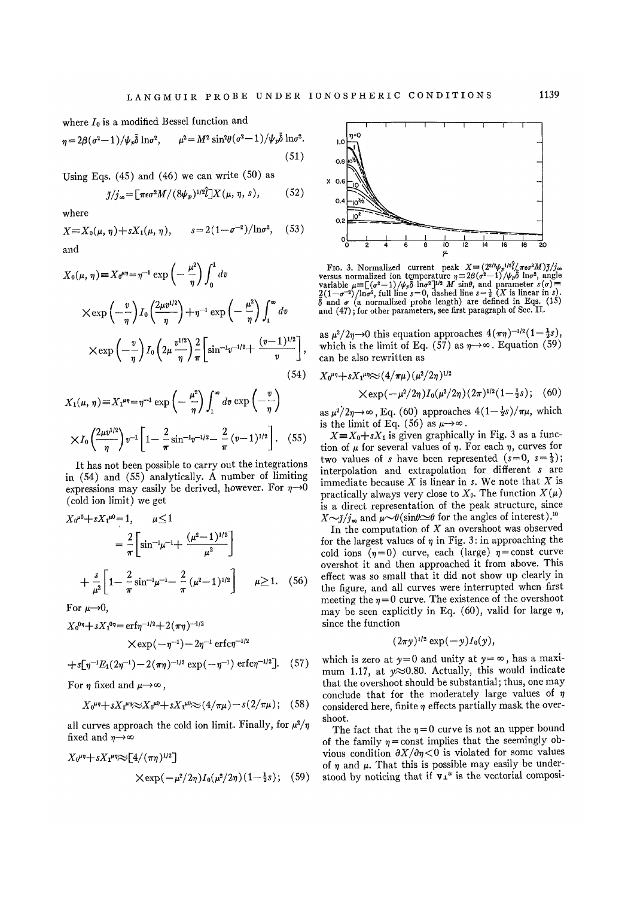where $I_0$ is a modified Bessel function and

$$\eta = 2\beta(\sigma^2-1)/\psi_p\bar{\delta}\ln\sigma^2, \qquad \mu^2 = M^2\sin^2\theta(\sigma^2-1)/\psi_p\bar{\delta}\ln\sigma^2. \tag{51}$$

Using Eqs. (45) and (46) we can write (50) as

$$\bar{\jmath}/j_\infty = [\pi\epsilon\sigma^2 M/(8\psi_p)^{1/2}\hat{l}]X(\mu,\eta,s), \tag{52}$$

where

$$X \equiv X_0(\mu,\eta) + sX_1(\mu,\eta), \qquad s = 2(1-\sigma^{-2})/\ln\sigma^2, \tag{53}$$

and

$$X_0(\mu,\eta) \equiv X_0^{\mu\eta} = \eta^{-1}\exp\left(-\frac{\mu^2}{\eta}\right)\int_0^1 dv \times\exp\left(-\frac{v}{\eta}\right)I_0\left(\frac{2\mu v^{1/2}}{\eta}\right) + \eta^{-1}\exp\left(-\frac{\mu^2}{\eta}\right)\int_1^\infty dv \times\exp\left(-\frac{v}{\eta}\right)I_0\left(2\mu\frac{v^{1/2}}{\eta}\right)\frac{2}{\pi}\left[\sin^{-1}v^{-1/2} + \frac{(v-1)^{1/2}}{v}\right], \tag{54}$$

$$X_1(\mu,\eta) \equiv X_1^{\mu\eta} = \eta^{-1}\exp\left(-\frac{\mu^2}{\eta}\right)\int_1^\infty dv\exp\left(-\frac{v}{\eta}\right) \times I_0\left(\frac{2\mu v^{1/2}}{\eta}\right)v^{-1}\left[1 - \frac{2}{\pi}\sin^{-1}v^{-1/2} - \frac{2}{\pi}(v-1)^{1/2}\right]. \tag{55}$$

It has not been possible to carry out the integrations in (54) and (55) analytically. A number of limiting expressions may easily be derived, however. For $\eta\to 0$ (cold ion limit) we get

$$X_0^{\mu 0} + sX_1^{\mu 0} = 1, \qquad \mu \le 1$$

$$= \frac{2}{\pi}\left[\sin^{-1}\mu^{-1} + \frac{(\mu^2-1)^{1/2}}{\mu^2}\right] + \frac{s}{\mu^2}\left[1 - \frac{2}{\pi}\sin^{-1}\mu^{-1} - \frac{2}{\pi}(\mu^2-1)^{1/2}\right] \qquad \mu \ge 1. \tag{56}$$

For $\mu\to 0$,

$$X_0^{0\eta} + sX_1^{0\eta} = \text{erf}\,\eta^{-1/2} + 2(\pi\eta)^{-1/2}\times\exp(-\eta^{-1}) - 2\eta^{-1}\,\text{erfc}\,\eta^{-1/2} + s[\eta^{-1}E_1(2\eta^{-1}) - 2(\pi\eta)^{-1/2}\exp(-\eta^{-1})\,\text{erfc}\,\eta^{-1/2}]. \tag{57}$$

For $\eta$ fixed and $\mu\to\infty$,

$$X_0^{\mu\eta} + sX_1^{\mu\eta} \approx X_0^{\mu 0} + sX_1^{\mu 0} \approx (4/\pi\mu) - s(2/\pi\mu); \tag{58}$$

all curves approach the cold ion limit. Finally, for $\mu^2/\eta$ fixed and $\eta\to\infty$

$$X_0^{\mu\eta} + sX_1^{\mu\eta} \approx [4/(\pi\eta)^{1/2}] \times\exp(-\mu^2/2\eta)I_0(\mu^2/2\eta)(1-\tfrac{1}{2}s); \tag{59}$$

FIG. 3. Normalized current peak $X \equiv (2^{3/2}\psi_p{}^{1/2}\hat{l}/\pi\epsilon\sigma^2 M)\bar{\jmath}/j_\infty$ versus normalized ion temperature $\eta \equiv 2\beta(\sigma^2-1)/\psi_p\bar{\delta}\ln\sigma^2$, angle variable $\mu \equiv [(\sigma^2-1)/\psi_p\bar{\delta}\ln\sigma^2]^{1/2} M\sin\theta$, and parameter $s(\sigma) \equiv 2(1-\sigma^{-2})/\ln\sigma^2$, full line $s=0$, dashed line $s=\frac{1}{3}$ ($X$ is linear in $s$). $\bar{\delta}$ and $\sigma$ (a normalized probe length) are defined in Eqs. (15) and (47); for other parameters, see first paragraph of Sec. II.

as $\mu^2/2\eta\to 0$ this equation approaches $4(\pi\eta)^{-1/2}(1-\frac{1}{2}s)$, which is the limit of Eq. (57) as $\eta\to\infty$. Equation (59) can be also rewritten as

$$X_0^{\mu\eta} + sX_1^{\mu\eta} \approx (4/\pi\mu)(\mu^2/2\eta)^{1/2} \times\exp(-\mu^2/2\eta)I_0(\mu^2/2\eta)(2\pi)^{1/2}(1-\tfrac{1}{2}s); \tag{60}$$

as $\mu^2/2\eta\to\infty$, Eq. (60) approaches $4(1-\frac{1}{2}s)/\pi\mu$, which is the limit of Eq. (56) as $\mu\to\infty$.

$X \equiv X_0 + sX_1$ is given graphically in Fig. 3 as a function of $\mu$ for several values of $\eta$. For each $\eta$, curves for two values of $s$ have been represented ($s=0$, $s=\frac{1}{3}$); interpolation and extrapolation for different $s$ are immediate because $X$ is linear in $s$. We note that $X$ is practically always very close to $X_0$. The function $X(\mu)$ is a direct representation of the peak structure, since $X\sim\bar{\jmath}/j_\infty$ and $\mu\sim\theta(\sin\theta\simeq\theta$ for the angles of interest).[10]

In the computation of $X$ an overshoot was observed for the largest values of $\eta$ in Fig. 3: in approaching the cold ions ($\eta=0$) curve, each (large) $\eta=$const curve overshot it and then approached it from above. This effect was so small that it did not show up clearly in the figure, and all curves were interrupted when first meeting the $\eta=0$ curve. The existence of the overshoot may be seen explicitly in Eq. (60), valid for large $\eta$, since the function

$$(2\pi y)^{1/2}\exp(-y)I_0(y),$$

which is zero at $y=0$ and unity at $y=\infty$, has a maximum 1.17, at $y\approx 0.80$. Actually, this would indicate that the overshoot should be substantial; thus, one may conclude that for the moderately large values of $\eta$ considered here, finite $\eta$ effects partially mask the overshoot.

The fact that the $\eta=0$ curve is not an upper bound of the family $\eta=$const implies that the seemingly obvious condition $\partial X/\partial\eta < 0$ is violated for some values of $\eta$ and $\mu$. That this is possible may easily be understood by noticing that if $\mathbf{v}_\perp{}^*$ is the vectorial composi-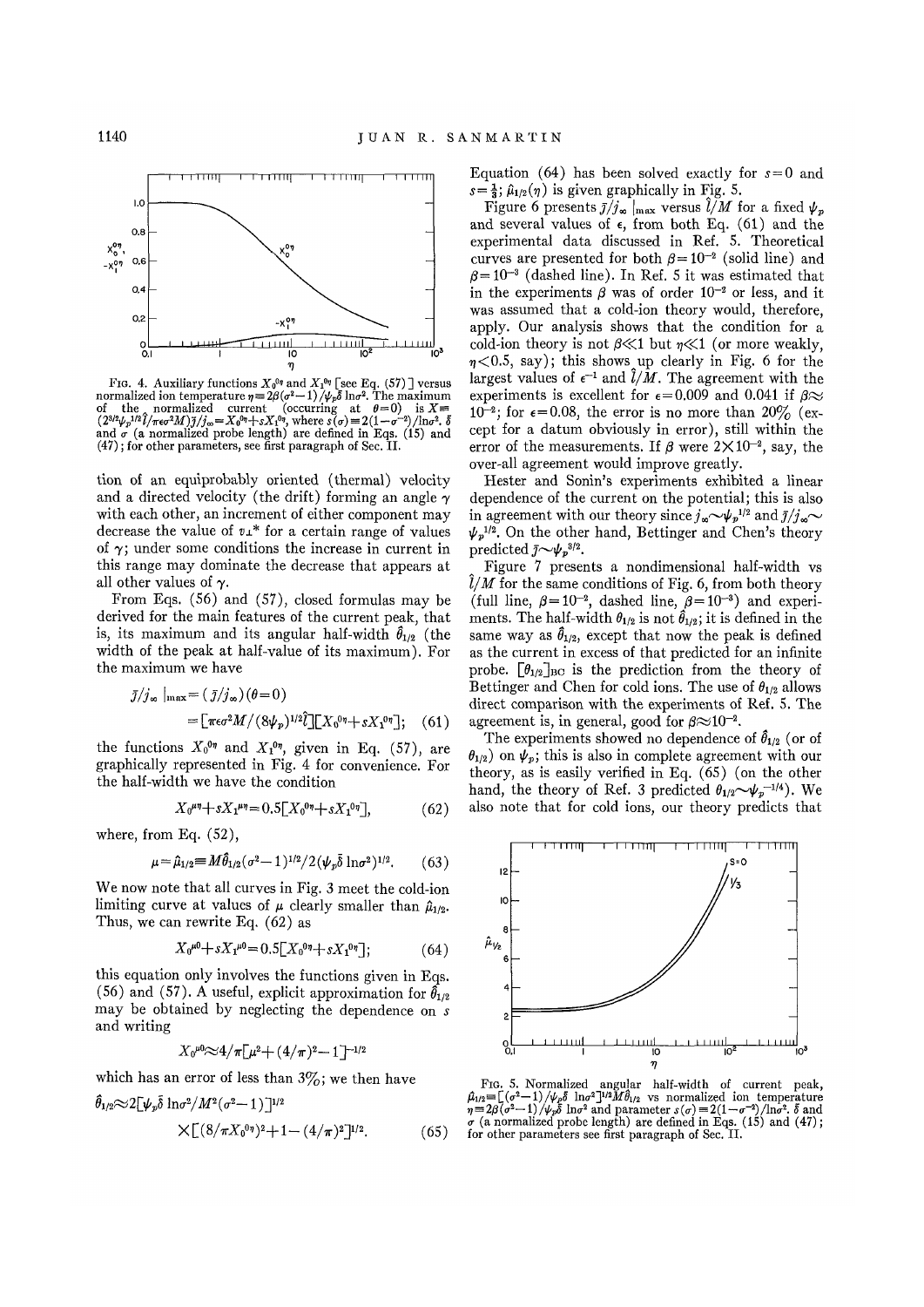FIG. 4. Auxiliary functions $X_0^{0\eta}$ and $X_1^{0\eta}$ [see Eq. (57)] versus normalized ion temperature $\eta \equiv 2\beta(\sigma^2-1)/\psi_p\bar{\delta}\ln\sigma^2$. The maximum of the normalized current (occurring at $\theta=0$) is $X \equiv (2^{3/2}\psi_p^{1/2}\hat{l}/\pi\epsilon\sigma^2 M)\bar{j}/j_\infty = X_0^{0\eta} + sX_1^{0\eta}$, where $s(\sigma) \equiv 2(1-\sigma^{-2})/\ln\sigma^2$. $\bar{\delta}$ and $\sigma$ (a normalized probe length) are defined in Eqs. (15) and (47); for other parameters, see first paragraph of Sec. II.

tion of an equiprobably oriented (thermal) velocity and a directed velocity (the drift) forming an angle $\gamma$ with each other, an increment of either component may decrease the value of $v_\perp^*$ for a certain range of values of $\gamma$; under some conditions the increase in current in this range may dominate the decrease that appears at all other values of $\gamma$.

From Eqs. (56) and (57), closed formulas may be derived for the main features of the current peak, that is, its maximum and its angular half-width $\hat{\theta}_{1/2}$ (the width of the peak at half-value of its maximum). For the maximum we have

$$\bar{j}/j_\infty|_{\max} = (\bar{j}/j_\infty)(\theta=0)$$
$$= [\pi\epsilon\sigma^2 M/(8\psi_p)^{1/2}\hat{l}][X_0^{0\eta} + sX_1^{0\eta}]; \quad (61)$$

the functions $X_0^{0\eta}$ and $X_1^{0\eta}$, given in Eq. (57), are graphically represented in Fig. 4 for convenience. For the half-width we have the condition

$$X_0^{\mu\eta} + sX_1^{\mu\eta} = 0.5[X_0^{0\eta} + sX_1^{0\eta}], \quad (62)$$

where, from Eq. (52),

$$\mu = \hat{\mu}_{1/2} \equiv M\hat{\theta}_{1/2}(\sigma^2-1)^{1/2}/2(\psi_p\bar{\delta}\ln\sigma^2)^{1/2}. \quad (63)$$

We now note that all curves in Fig. 3 meet the cold-ion limiting curve at values of $\mu$ clearly smaller than $\hat{\mu}_{1/2}$. Thus, we can rewrite Eq. (62) as

$$X_0^{\mu 0} + sX_1^{\mu 0} = 0.5[X_0^{0\eta} + sX_1^{0\eta}]; \quad (64)$$

this equation only involves the functions given in Eqs. (56) and (57). A useful, explicit approximation for $\hat{\theta}_{1/2}$ may be obtained by neglecting the dependence on $s$ and writing

$$X_0^{\mu 0} \approx 4/\pi[\mu^2 + (4/\pi)^2 - 1]^{-1/2}$$

which has an error of less than 3%; we then have

$$\hat{\theta}_{1/2} \approx 2[\psi_p\bar{\delta}\ln\sigma^2/M^2(\sigma^2-1)]^{1/2}$$
$$\times[(8/\pi X_0^{0\eta})^2 + 1 - (4/\pi)^2]^{1/2}. \quad (65)$$

Equation (64) has been solved exactly for $s=0$ and $s=\frac{1}{3}$; $\hat{\mu}_{1/2}(\eta)$ is given graphically in Fig. 5.

Figure 6 presents $\bar{j}/j_\infty|_{\max}$ versus $\hat{l}/M$ for a fixed $\psi_p$ and several values of $\epsilon$, from both Eq. (61) and the experimental data discussed in Ref. 5. Theoretical curves are presented for both $\beta=10^{-2}$ (solid line) and $\beta=10^{-3}$ (dashed line). In Ref. 5 it was estimated that in the experiments $\beta$ was of order $10^{-2}$ or less, and it was assumed that a cold-ion theory would, therefore, apply. Our analysis shows that the condition for a cold-ion theory is not $\beta \ll 1$ but $\eta \ll 1$ (or more weakly, $\eta < 0.5$, say); this shows up clearly in Fig. 6 for the largest values of $\epsilon^{-1}$ and $\hat{l}/M$. The agreement with the experiments is excellent for $\epsilon=0.009$ and 0.041 if $\beta \approx 10^{-2}$; for $\epsilon=0.08$, the error is no more than 20% (except for a datum obviously in error), still within the error of the measurements. If $\beta$ were $2\times10^{-2}$, say, the over-all agreement would improve greatly.

Hester and Sonin's experiments exhibited a linear dependence of the current on the potential; this is also in agreement with our theory since $j_\infty \sim \psi_p^{1/2}$ and $\bar{j}/j_\infty \sim \psi_p^{1/2}$. On the other hand, Bettinger and Chen's theory predicted $\bar{j} \sim \psi_p^{3/2}$.

Figure 7 presents a nondimensional half-width vs $\hat{l}/M$ for the same conditions of Fig. 6, from both theory (full line, $\beta=10^{-2}$, dashed line, $\beta=10^{-3}$) and experiments. The half-width $\theta_{1/2}$ is not $\hat{\theta}_{1/2}$; it is defined in the same way as $\hat{\theta}_{1/2}$, except that now the peak is defined as the current in excess of that predicted for an infinite probe. $[\theta_{1/2}]_{\text{BC}}$ is the prediction from the theory of Bettinger and Chen for cold ions. The use of $\theta_{1/2}$ allows direct comparison with the experiments of Ref. 5. The agreement is, in general, good for $\beta \approx 10^{-2}$.

The experiments showed no dependence of $\hat{\theta}_{1/2}$ (or of $\theta_{1/2}$) on $\psi_p$; this is also in complete agreement with our theory, as is easily verified in Eq. (65) (on the other hand, the theory of Ref. 3 predicted $\theta_{1/2} \sim \psi_p^{-1/4}$). We also note that for cold ions, our theory predicts that

FIG. 5. Normalized angular half-width of current peak, $\hat{\mu}_{1/2} \equiv [(\sigma^2-1)/\psi_p\bar{\delta}\ln\sigma^2]^{1/2}M\hat{\theta}_{1/2}$ vs normalized ion temperature $\eta \equiv 2\beta(\sigma^2-1)/\psi_p\bar{\delta}\ln\sigma^2$ and parameter $s(\sigma) \equiv 2(1-\sigma^{-2})/\ln\sigma^2$. $\bar{\delta}$ and $\sigma$ (a normalized probe length) are defined in Eqs. (15) and (47); for other parameters see first paragraph of Sec. II.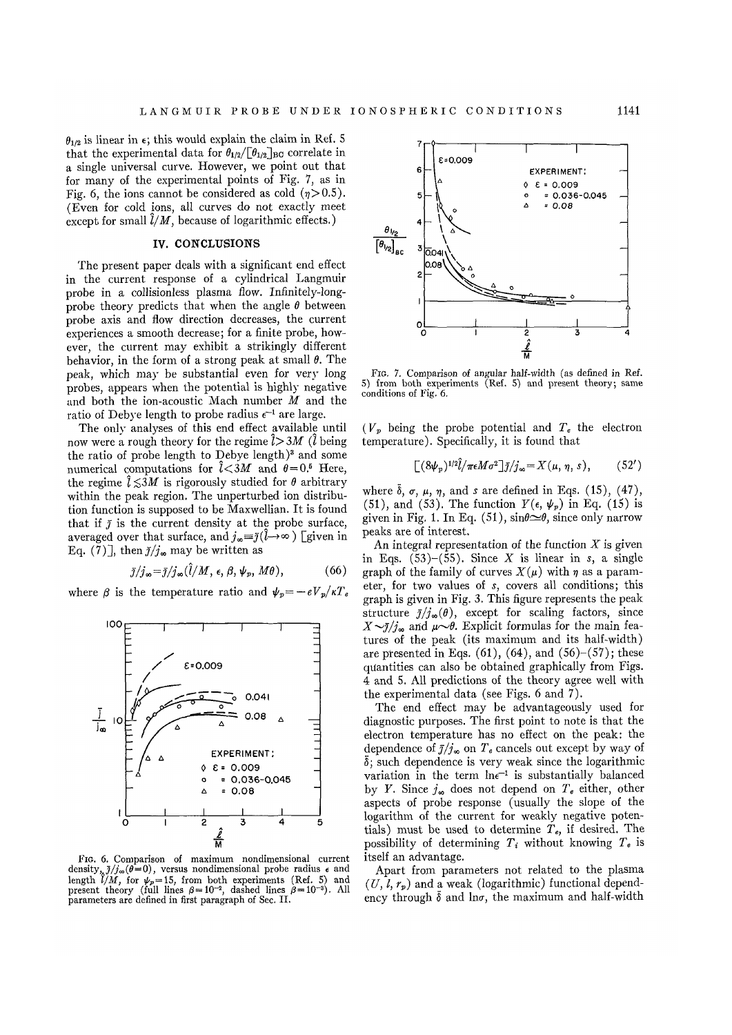$\theta_{1/2}$ is linear in $\epsilon$; this would explain the claim in Ref. 5 that the experimental data for $\theta_{1/2}/[\theta_{1/2}]_{BC}$ correlate in a single universal curve. However, we point out that for many of the experimental points of Fig. 7, as in Fig. 6, the ions cannot be considered as cold ($\eta > 0.5$). (Even for cold ions, all curves do not exactly meet except for small $\hat{l}/M$, because of logarithmic effects.)

## IV. CONCLUSIONS

The present paper deals with a significant end effect in the current response of a cylindrical Langmuir probe in a collisionless plasma flow. Infinitely-long-probe theory predicts that when the angle $\theta$ between probe axis and flow direction decreases, the current experiences a smooth decrease; for a finite probe, however, the current may exhibit a strikingly different behavior, in the form of a strong peak at small $\theta$. The peak, which may be substantial even for very long probes, appears when the potential is highly negative and both the ion-acoustic Mach number $M$ and the ratio of Debye length to probe radius $\epsilon^{-1}$ are large.

The only analyses of this end effect available until now were a rough theory for the regime $\hat{l} > 3M$ ($\hat{l}$ being the ratio of probe length to Debye length)[3] and some numerical computations for $\hat{l} < 3M$ and $\theta = 0$.[5] Here, the regime $\hat{l} \lesssim 3M$ is rigorously studied for $\theta$ arbitrary within the peak region. The unperturbed ion distribution function is supposed to be Maxwellian. It is found that if $\bar{j}$ is the current density at the probe surface, averaged over that surface, and $j_\infty \equiv \bar{j}(\hat{l} \to \infty)$ [given in Eq. (7)], then $\bar{j}/j_\infty$ may be written as

$$\bar{j}/j_\infty = \bar{j}/j_\infty(\hat{l}/M, \epsilon, \beta, \psi_p, M\theta), \tag{66}$$

where $\beta$ is the temperature ratio and $\psi_p = -eV_p/\kappa T_e$ ($V_p$ being the probe potential and $T_e$ the electron temperature). Specifically, it is found that

$$[(8\psi_p)^{1/2}\hat{l}/\pi\epsilon M\sigma^2]\bar{j}/j_\infty = X(\mu, \eta, s), \tag{52'}$$

where $\bar{\delta}$, $\sigma$, $\mu$, $\eta$, and $s$ are defined in Eqs. (15), (47), (51), and (53). The function $Y(\epsilon, \psi_p)$ in Eq. (15) is given in Fig. 1. In Eq. (51), $\sin\theta \simeq \theta$, since only narrow peaks are of interest.

An integral representation of the function $X$ is given in Eqs. (53)–(55). Since $X$ is linear in $s$, a single graph of the family of curves $X(\mu)$ with $\eta$ as a parameter, for two values of $s$, covers all conditions; this graph is given in Fig. 3. This figure represents the peak structure $\bar{j}/j_\infty(\theta)$, except for scaling factors, since $X \sim \bar{j}/j_\infty$ and $\mu \sim \theta$. Explicit formulas for the main features of the peak (its maximum and its half-width) are presented in Eqs. (61), (64), and (56)–(57); these quantities can also be obtained graphically from Figs. 4 and 5. All predictions of the theory agree well with the experimental data (see Figs. 6 and 7).

The end effect may be advantageously used for diagnostic purposes. The first point to note is that the electron temperature has no effect on the peak: the dependence of $\bar{j}/j_\infty$ on $T_e$ cancels out except by way of $\bar{\delta}$; such dependence is very weak since the logarithmic variation in the term $\ln\epsilon^{-1}$ is substantially balanced by $Y$. Since $j_\infty$ does not depend on $T_e$ either, other aspects of probe response (usually the slope of the logarithm of the current for weakly negative potentials) must be used to determine $T_e$, if desired. The possibility of determining $T_i$ without knowing $T_e$ is itself an advantage.

Apart from parameters not related to the plasma ($U$, $l$, $r_p$) and a weak (logarithmic) functional dependency through $\bar{\delta}$ and $\ln\sigma$, the maximum and half-width

FIG. 6. Comparison of maximum nondimensional current density, $\bar{j}/j_\infty(\theta=0)$, versus nondimensional probe radius $\epsilon$ and length $\hat{l}/M$, for $\psi_p = 15$, from both experiments (Ref. 5) and present theory (full lines $\beta = 10^{-2}$, dashed lines $\beta = 10^{-3}$). All parameters are defined in first paragraph of Sec. II.

FIG. 7. Comparison of angular half-width (as defined in Ref. 5) from both experiments (Ref. 5) and present theory; same conditions of Fig. 6.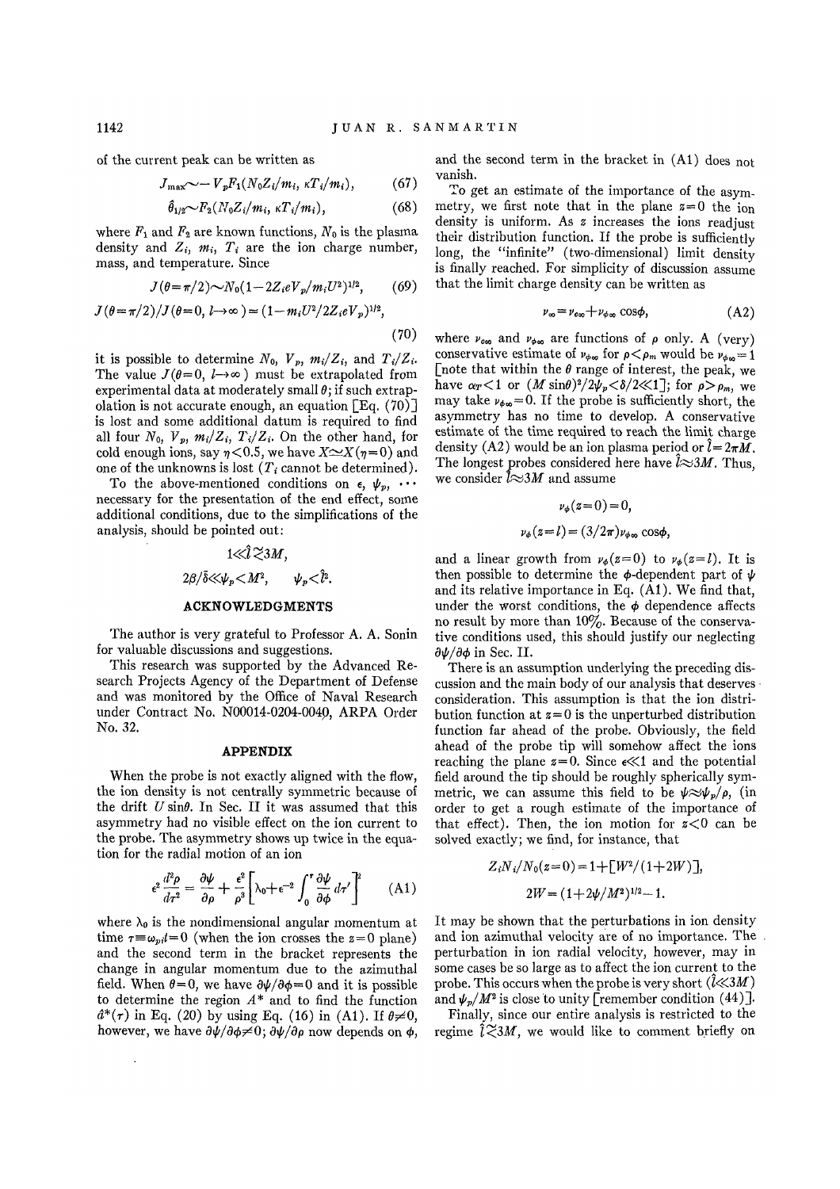of the current peak can be written as

$$J_{\max} \sim -V_p F_1(N_0 Z_i/m_i, \kappa T_i/m_i), \tag{67}$$

$$\hat{\theta}_{1/2} \sim F_2(N_0 Z_i/m_i, \kappa T_i/m_i), \tag{68}$$

where $F_1$ and $F_2$ are known functions, $N_0$ is the plasma density and $Z_i$, $m_i$, $T_i$ are the ion charge number, mass, and temperature. Since

$$J(\theta=\pi/2) \sim N_0(1-2Z_i eV_p/m_i U^2)^{1/2}, \tag{69}$$

$$J(\theta=\pi/2)/J(\theta=0, \hat{l}\to\infty) = (1-m_i U^2/2Z_i eV_p)^{1/2}, \tag{70}$$

it is possible to determine $N_0$, $V_p$, $m_i/Z_i$, and $T_i/Z_i$. The value $J(\theta=0, \hat{l}\to\infty)$ must be extrapolated from experimental data at moderately small $\theta$; if such extrapolation is not accurate enough, an equation [Eq. (70)] is lost and some additional datum is required to find all four $N_0$, $V_p$, $m_i/Z_i$, $T_i/Z_i$. On the other hand, for cold enough ions, say $\eta<0.5$, we have $X \simeq X(\eta=0)$ and one of the unknowns is lost ($T_i$ cannot be determined).

To the above-mentioned conditions on $\epsilon$, $\psi_p$, $\cdots$ necessary for the presentation of the end effect, some additional conditions, due to the simplifications of the analysis, should be pointed out:

$$1 \ll \hat{l} \gtrsim 3M,$$

$$2\beta/\bar{\delta} \ll \psi_p < M^2, \qquad \psi_p < \hat{l}^2.$$

## ACKNOWLEDGMENTS

The author is very grateful to Professor A. A. Sonin for valuable discussions and suggestions.

This research was supported by the Advanced Research Projects Agency of the Department of Defense and was monitored by the Office of Naval Research under Contract No. N00014-0204-0040, ARPA Order No. 32.

## APPENDIX

When the probe is not exactly aligned with the flow, the ion density is not centrally symmetric because of the drift $U\sin\theta$. In Sec. II it was assumed that this asymmetry had no visible effect on the ion current to the probe. The asymmetry shows up twice in the equation for the radial motion of an ion

$$\epsilon^2 \frac{d^2\rho}{d\tau^2} = \frac{\partial\psi}{\partial\rho} + \frac{\epsilon^2}{\rho^3}\left[\lambda_0 + \epsilon^{-2}\int_0^\tau \frac{\partial\psi}{\partial\phi}d\tau'\right]^2 \tag{A1}$$

where $\lambda_0$ is the nondimensional angular momentum at time $\tau \equiv \omega_{pi} t = 0$ (when the ion crosses the $z=0$ plane) and the second term in the bracket represents the change in angular momentum due to the azimuthal field. When $\theta=0$, we have $\partial\psi/\partial\phi=0$ and it is possible to determine the region $A^*$ and to find the function $\hat{a}^*(\tau)$ in Eq. (20) by using Eq. (16) in (A1). If $\theta\neq 0$, however, we have $\partial\psi/\partial\phi\neq 0$; $\partial\psi/\partial\rho$ now depends on $\phi$, and the second term in the bracket in (A1) does not vanish.

To get an estimate of the importance of the asymmetry, we first note that in the plane $z=0$ the ion density is uniform. As $z$ increases the ions readjust their distribution function. If the probe is sufficiently long, the "infinite" (two-dimensional) limit density is finally reached. For simplicity of discussion assume that the limit charge density can be written as

$$\nu_\infty = \nu_{o\infty} + \nu_{\phi\infty}\cos\phi, \tag{A2}$$

where $\nu_{o\infty}$ and $\nu_{\phi\infty}$ are functions of $\rho$ only. A (very) conservative estimate of $\nu_{\phi\infty}$ for $\rho<\rho_m$ would be $\nu_{\phi\infty}=1$ [note that within the $\theta$ range of interest, the peak, we have $\alpha_T<1$ or $(M\sin\theta)^2/2\psi_p<\delta/2\ll 1$]; for $\rho>\rho_m$, we may take $\nu_{\phi\infty}=0$. If the probe is sufficiently short, the asymmetry has no time to develop. A conservative estimate of the time required to reach the limit charge density (A2) would be an ion plasma period or $\hat{l}=2\pi M$. The longest probes considered here have $\hat{l}\approx 3M$. Thus, we consider $\hat{l}\approx 3M$ and assume

$$\nu_\phi(z=0)=0,$$

$$\nu_\phi(z=l)=(3/2\pi)\nu_{\phi\infty}\cos\phi,$$

and a linear growth from $\nu_\phi(z=0)$ to $\nu_\phi(z=l)$. It is then possible to determine the $\phi$-dependent part of $\psi$ and its relative importance in Eq. (A1). We find that, under the worst conditions, the $\phi$ dependence affects no result by more than 10%. Because of the conservative conditions used, this should justify our neglecting $\partial\psi/\partial\phi$ in Sec. II.

There is an assumption underlying the preceding discussion and the main body of our analysis that deserves consideration. This assumption is that the ion distribution function at $z=0$ is the unperturbed distribution function far ahead of the probe. Obviously, the field ahead of the probe tip will somehow affect the ions reaching the plane $z=0$. Since $\epsilon\ll 1$ and the potential field around the tip should be roughly spherically symmetric, we can assume this field to be $\psi\approx\psi_p/\rho$, (in order to get a rough estimate of the importance of that effect). Then, the ion motion for $z<0$ can be solved exactly; we find, for instance, that

$$Z_i N_i/N_0(z=0) = 1 + [W^2/(1+2W)],$$

$$2W = (1+2\psi/M^2)^{1/2} - 1.$$

It may be shown that the perturbations in ion density and ion azimuthal velocity are of no importance. The perturbation in ion radial velocity, however, may in some cases be so large as to affect the ion current to the probe. This occurs when the probe is very short ($\hat{l}\ll 3M$) and $\psi_p/M^2$ is close to unity [remember condition (44)].

Finally, since our entire analysis is restricted to the regime $\hat{l}\gtrsim 3M$, we would like to comment briefly on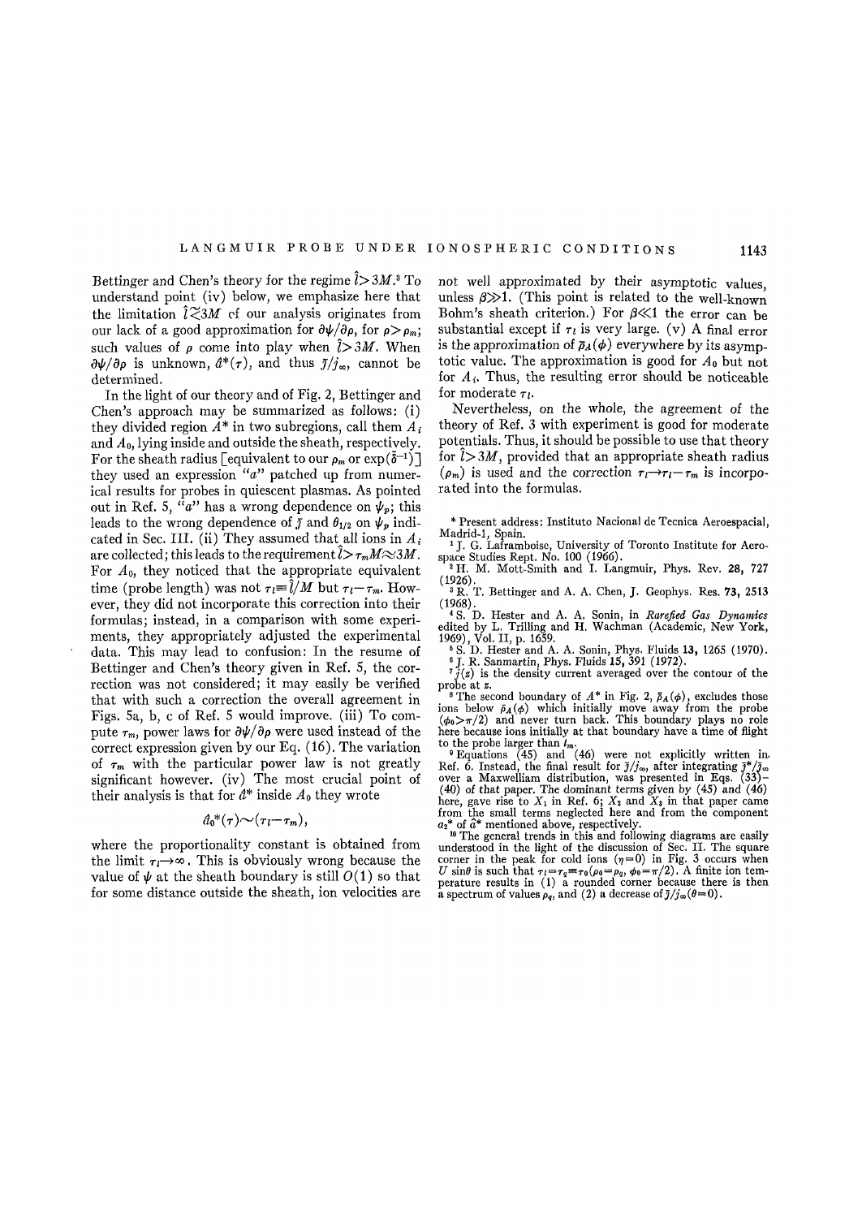Bettinger and Chen's theory for the regime $\hat{l} > 3M$.[3] To understand point (iv) below, we emphasize here that the limitation $\hat{l} \lesssim 3M$ of our analysis originates from our lack of a good approximation for $\partial\psi/\partial\rho$, for $\rho > \rho_m$; such values of $\rho$ come into play when $\hat{l} > 3M$. When $\partial\psi/\partial\rho$ is unknown, $\hat{a}^*(\tau)$, and thus $\bar{j}/j_\infty$, cannot be determined.

In the light of our theory and of Fig. 2, Bettinger and Chen's approach may be summarized as follows: (i) they divided region $A^*$ in two subregions, call them $A_i$ and $A_0$, lying inside and outside the sheath, respectively. For the sheath radius [equivalent to our $\rho_m$ or $\exp(\bar{\delta}^{-1})$] they used an expression "$a$" patched up from numerical results for probes in quiescent plasmas. As pointed out in Ref. 5, "$a$" has a wrong dependence on $\psi_p$; this leads to the wrong dependence of $\bar{j}$ and $\theta_{1/2}$ on $\psi_p$ indicated in Sec. III. (ii) They assumed that all ions in $A_i$ are collected; this leads to the requirement $\hat{l} > \tau_m M \approx 3M$. For $A_0$, they noticed that the appropriate equivalent time (probe length) was not $\tau_l \equiv \hat{l}/M$ but $\tau_l - \tau_m$. However, they did not incorporate this correction into their formulas; instead, in a comparison with some experiments, they appropriately adjusted the experimental data. This may lead to confusion: In the resume of Bettinger and Chen's theory given in Ref. 5, the correction was not considered; it may easily be verified that with such a correction the overall agreement in Figs. 5a, b, c of Ref. 5 would improve. (iii) To compute $\tau_m$, power laws for $\partial\psi/\partial\rho$ were used instead of the correct expression given by our Eq. (16). The variation of $\tau_m$ with the particular power law is not greatly significant however. (iv) The most crucial point of their analysis is that for $\hat{a}^*$ inside $A_0$ they wrote

$$\hat{a}_0^*(\tau) \sim (\tau_l - \tau_m),$$

where the proportionality constant is obtained from the limit $\tau_l \to \infty$. This is obviously wrong because the value of $\psi$ at the sheath boundary is still $O(1)$ so that for some distance outside the sheath, ion velocities are not well approximated by their asymptotic values, unless $\beta \gg 1$. (This point is related to the well-known Bohm's sheath criterion.) For $\beta \ll 1$ the error can be substantial except if $\tau_l$ is very large. (v) A final error is the approximation of $\bar{\rho}_A(\phi)$ everywhere by its asymptotic value. The approximation is good for $A_0$ but not for $A_i$. Thus, the resulting error should be noticeable for moderate $\tau_l$.

Nevertheless, on the whole, the agreement of the theory of Ref. 3 with experiment is good for moderate potentials. Thus, it should be possible to use that theory for $\hat{l} > 3M$, provided that an appropriate sheath radius ($\rho_m$) is used and the correction $\tau_l \to \tau_l - \tau_m$ is incorporated into the formulas.

---

\* Present address: Instituto Nacional de Tecnica Aeroespacial, Madrid-1, Spain.

[1] J. G. Laframboise, University of Toronto Institute for Aerospace Studies Rept. No. 100 (1966).

[2] H. M. Mott-Smith and I. Langmuir, Phys. Rev. **28**, 727 (1926).

[3] R. T. Bettinger and A. A. Chen, J. Geophys. Res. **73**, 2513 (1968).

[4] S. D. Hester and A. A. Sonin, in *Rarefied Gas Dynamics* edited by L. Trilling and H. Wachman (Academic, New York, 1969), Vol. II, p. 1659.

[5] S. D. Hester and A. A. Sonin, Phys. Fluids **13**, 1265 (1970).

[6] J. R. Sanmartin, Phys. Fluids **15**, 391 (1972).

[7] $\bar{j}(z)$ is the density current averaged over the contour of the probe at $z$.

[8] The second boundary of $A^*$ in Fig. 2, $\bar{\rho}_A(\phi)$, excludes those ions below $\bar{\rho}_A(\phi)$ which initially move away from the probe ($\phi_0 > \pi/2$) and never turn back. This boundary plays no role here because ions initially at that boundary have a time of flight to the probe larger than $\hat{l}_m$.

[9] Equations (45) and (46) were not explicitly written in Ref. 6. Instead, the final result for $\bar{j}/j_\infty$, after integrating $\bar{j}^*/\bar{j}_\infty$ over a Maxwelliam distribution, was presented in Eqs. (33)–(40) of that paper. The dominant terms given by (45) and (46) here, gave rise to $X_1$ in Ref. 6; $X_2$ and $X_3$ in that paper came from the small terms neglected here and from the component $a_2^*$ of $\hat{a}^*$ mentioned above, respectively.

[10] The general trends in this and following diagrams are easily understood in the light of the discussion of Sec. II. The square corner in the peak for cold ions ($\eta = 0$) in Fig. 3 occurs when $U \sin\theta$ is such that $\tau_l = \tau_q \equiv \tau_0(\rho_0 = \rho_q,\ \phi_0 = \pi/2)$. A finite ion temperature results in (1) a rounded corner because there is then a spectrum of values $\rho_q$, and (2) a decrease of $\bar{j}/j_\infty(\theta = 0)$.